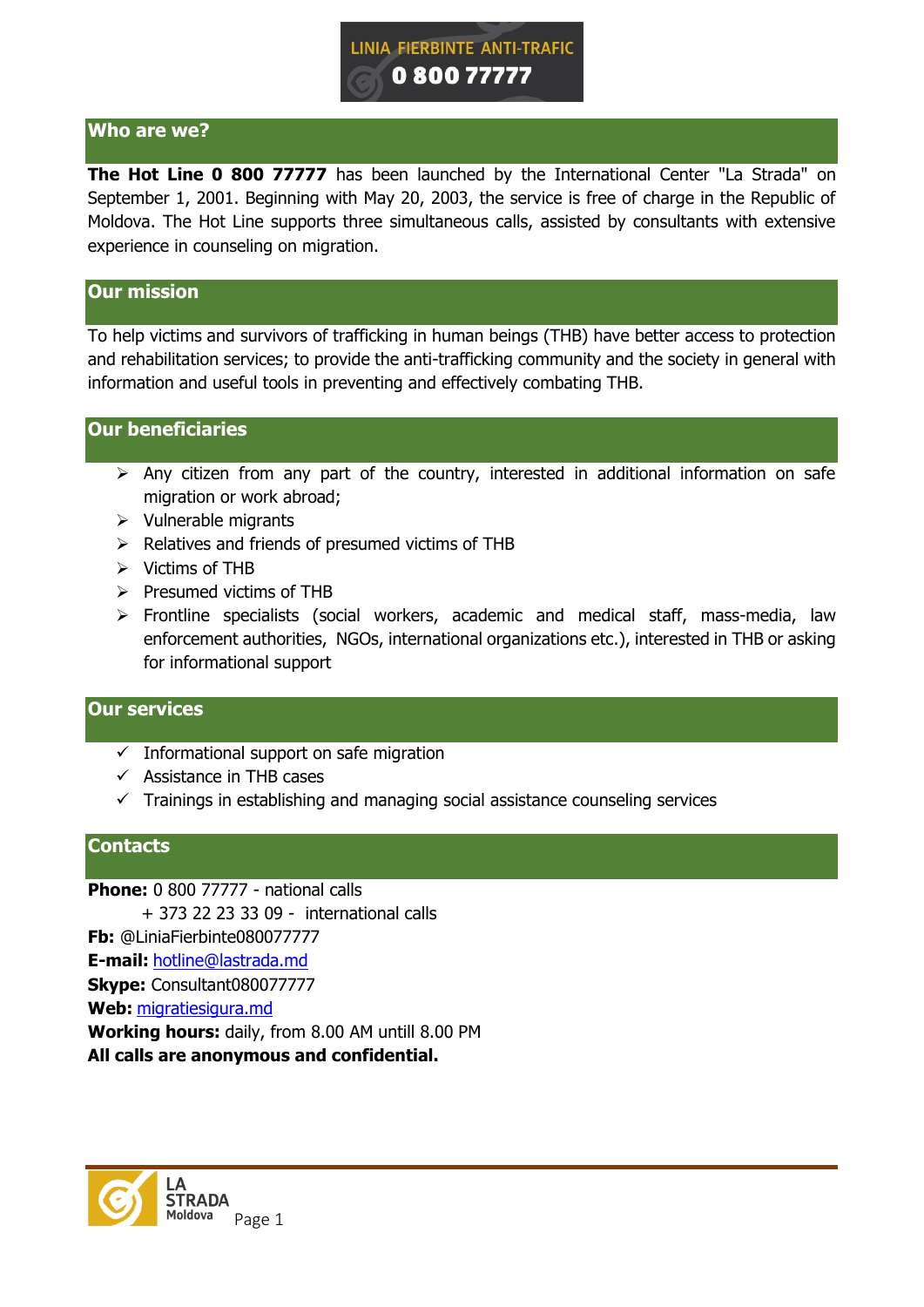LINIA FIERBINTE ANTI-TRAFIC

0 800 77777

## Who are we?

**The Hot Line 0 800 77777** has been launched by the International Center "La Strada" on September 1, 2001. Beginning with May 20, 2003, the service is free of charge in the Republic of Moldova. The Hot Line supports three simultaneous calls, assisted by consultants with extensive experience in counseling on migration.

## Our mission

To help victims and survivors of trafficking in human beings (THB) have better access to protection and rehabilitation services; to provide the anti-trafficking community and the society in general with information and useful tools in preventing and effectively combating THB.

## Our beneficiaries

- Any citizen from any part of the country, interested in additional information on safe migration or work abroad;
- Vulnerable migrants
- Relatives and friends of presumed victims of THB
- Victims of THB
- Presumed victims of THB
- Frontline specialists (social workers, academic and medical staff, mass-media, law enforcement authorities, NGOs, international organizations etc.), interested in THB or asking for informational support

## Our services

- ✓ Informational support on safe migration
- ✓ Assistance in THB cases
- ✓ Trainings in establishing and managing social assistance counseling services

## Contacts

**Phone:** 0 800 77777 - national calls
+ 373 22 23 33 09 - international calls
**Fb:** @LiniaFierbinte080077777
**E-mail:** hotline@lastrada.md
**Skype:** Consultant080077777
**Web:** migratiesigura.md
**Working hours:** daily, from 8.00 AM untill 8.00 PM
**All calls are anonymous and confidential.**

LA STRADA Moldova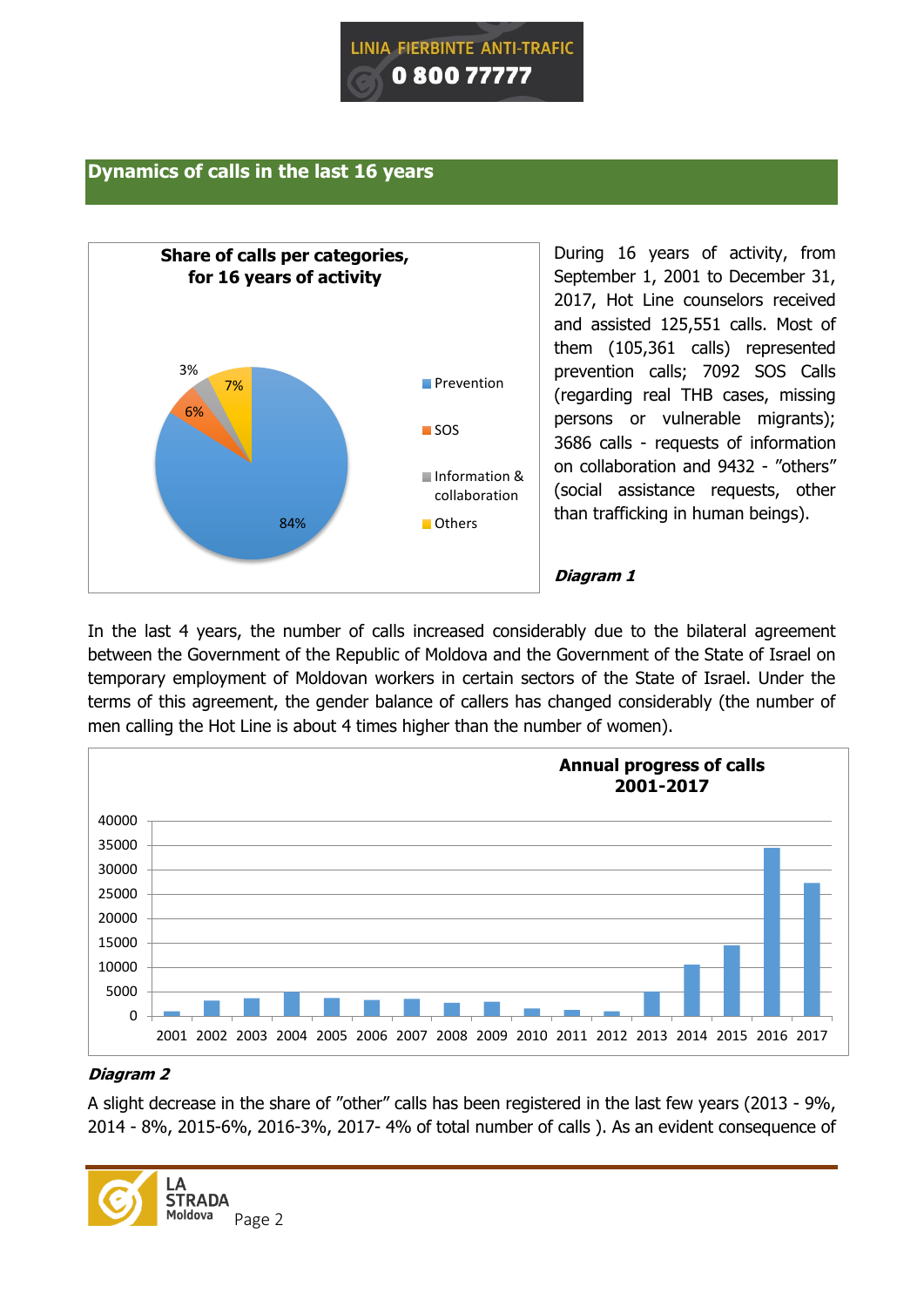## Dynamics of calls in the last 16 years

**Share of calls per categories, for 16 years of activity**

- Prevention: 84%
- SOS: 6%
- Information & collaboration: 3%
- Others: 7%

During 16 years of activity, from September 1, 2001 to December 31, 2017, Hot Line counselors received and assisted 125,551 calls. Most of them (105,361 calls) represented prevention calls; 7092 SOS Calls (regarding real THB cases, missing persons or vulnerable migrants); 3686 calls - requests of information on collaboration and 9432 - "others" (social assistance requests, other than trafficking in human beings).

***Diagram 1***

In the last 4 years, the number of calls increased considerably due to the bilateral agreement between the Government of the Republic of Moldova and the Government of the State of Israel on temporary employment of Moldovan workers in certain sectors of the State of Israel. Under the terms of this agreement, the gender balance of callers has changed considerably (the number of men calling the Hot Line is about 4 times higher than the number of women).

**Annual progress of calls 2001-2017**

***Diagram 2***

A slight decrease in the share of "other" calls has been registered in the last few years (2013 - 9%, 2014 - 8%, 2015-6%, 2016-3%, 2017- 4% of total number of calls ). As an evident consequence of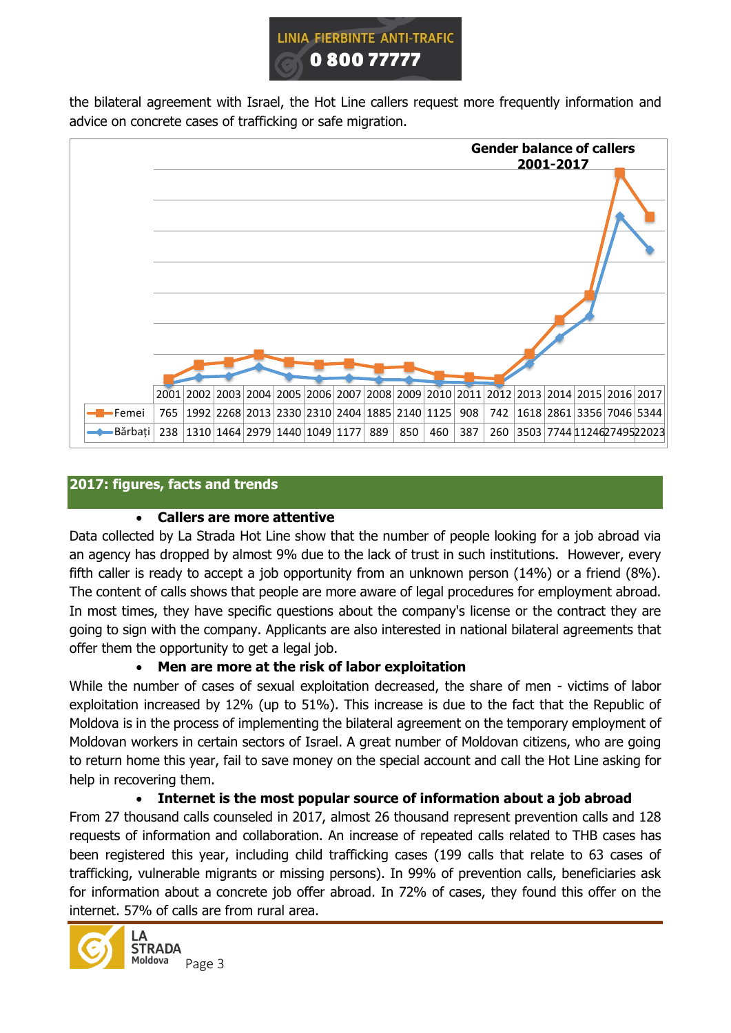the bilateral agreement with Israel, the Hot Line callers request more frequently information and advice on concrete cases of trafficking or safe migration.

Gender balance of callers 2001-2017

2001 2002 2003 2004 2005 2006 2007 2008 2009 2010 2011 2012 2013 2014 2015 2016 2017

Femei 765 1992 2268 2013 2330 2310 2404 1885 2140 1125 908 742 1618 2861 3356 7046 5344

Bărbați 238 1310 1464 2979 1440 1049 1177 889 850 460 387 260 3503 7744 11246 27495 22023

## 2017: figures, facts and trends

- **Callers are more attentive**

Data collected by La Strada Hot Line show that the number of people looking for a job abroad via an agency has dropped by almost 9% due to the lack of trust in such institutions. However, every fifth caller is ready to accept a job opportunity from an unknown person (14%) or a friend (8%). The content of calls shows that people are more aware of legal procedures for employment abroad. In most times, they have specific questions about the company's license or the contract they are going to sign with the company. Applicants are also interested in national bilateral agreements that offer them the opportunity to get a legal job.

- **Men are more at the risk of labor exploitation**

While the number of cases of sexual exploitation decreased, the share of men - victims of labor exploitation increased by 12% (up to 51%). This increase is due to the fact that the Republic of Moldova is in the process of implementing the bilateral agreement on the temporary employment of Moldovan workers in certain sectors of Israel. A great number of Moldovan citizens, who are going to return home this year, fail to save money on the special account and call the Hot Line asking for help in recovering them.

- **Internet is the most popular source of information about a job abroad**

From 27 thousand calls counseled in 2017, almost 26 thousand represent prevention calls and 128 requests of information and collaboration. An increase of repeated calls related to THB cases has been registered this year, including child trafficking cases (199 calls that relate to 63 cases of trafficking, vulnerable migrants or missing persons). In 99% of prevention calls, beneficiaries ask for information about a concrete job offer abroad. In 72% of cases, they found this offer on the internet. 57% of calls are from rural area.